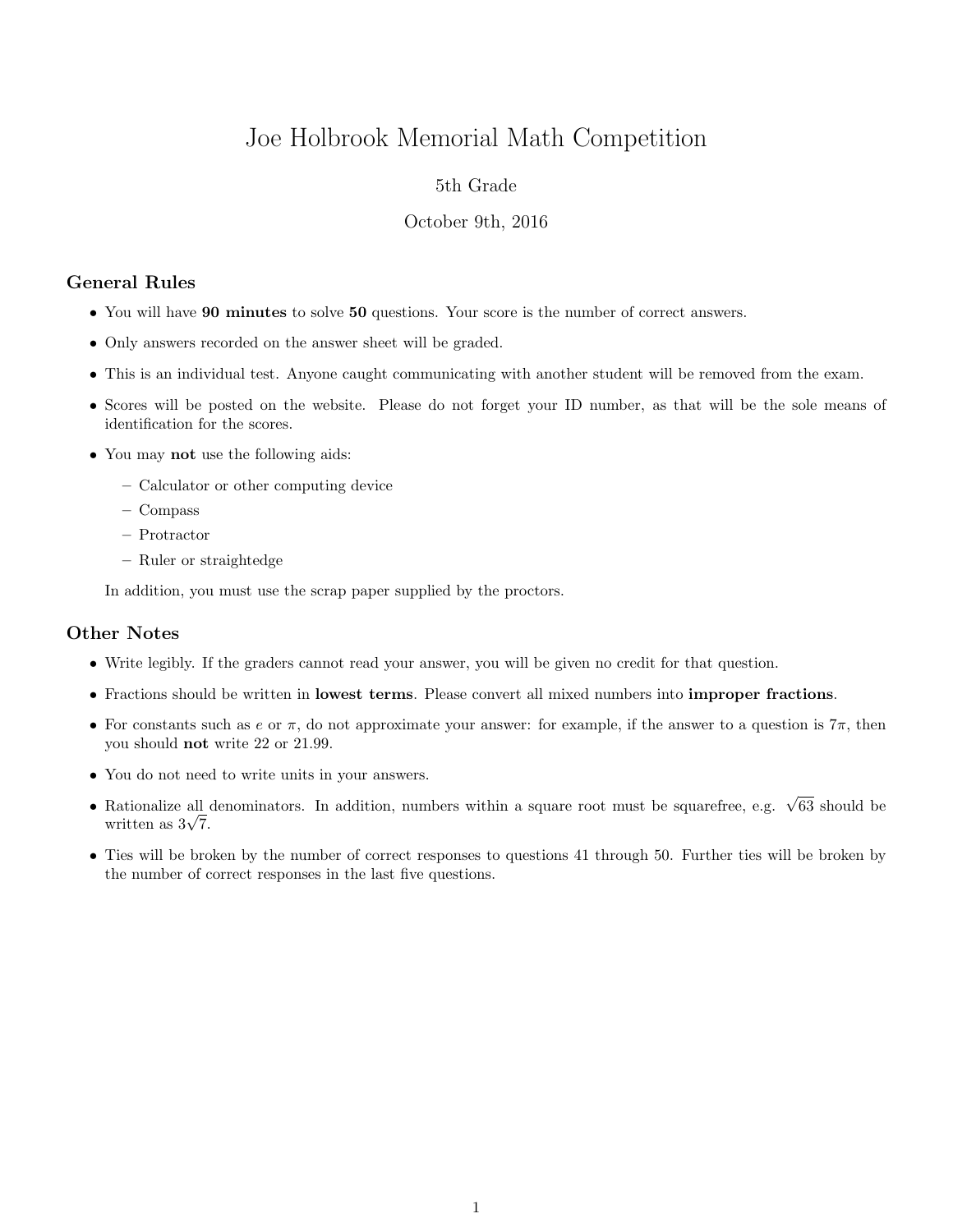# Joe Holbrook Memorial Math Competition

5th Grade

October 9th, 2016

## General Rules

- You will have **90 minutes** to solve **50** questions. Your score is the number of correct answers.
- Only answers recorded on the answer sheet will be graded.
- This is an individual test. Anyone caught communicating with another student will be removed from the exam.
- Scores will be posted on the website. Please do not forget your ID number, as that will be the sole means of identification for the scores.
- You may **not** use the following aids:
  - Calculator or other computing device
  - Compass
  - Protractor
  - Ruler or straightedge

  In addition, you must use the scrap paper supplied by the proctors.

## Other Notes

- Write legibly. If the graders cannot read your answer, you will be given no credit for that question.
- Fractions should be written in **lowest terms**. Please convert all mixed numbers into **improper fractions**.
- For constants such as $e$ or $\pi$, do not approximate your answer: for example, if the answer to a question is $7\pi$, then you should **not** write 22 or 21.99.
- You do not need to write units in your answers.
- Rationalize all denominators. In addition, numbers within a square root must be squarefree, e.g. $\sqrt{63}$ should be written as $3\sqrt{7}$.
- Ties will be broken by the number of correct responses to questions 41 through 50. Further ties will be broken by the number of correct responses in the last five questions.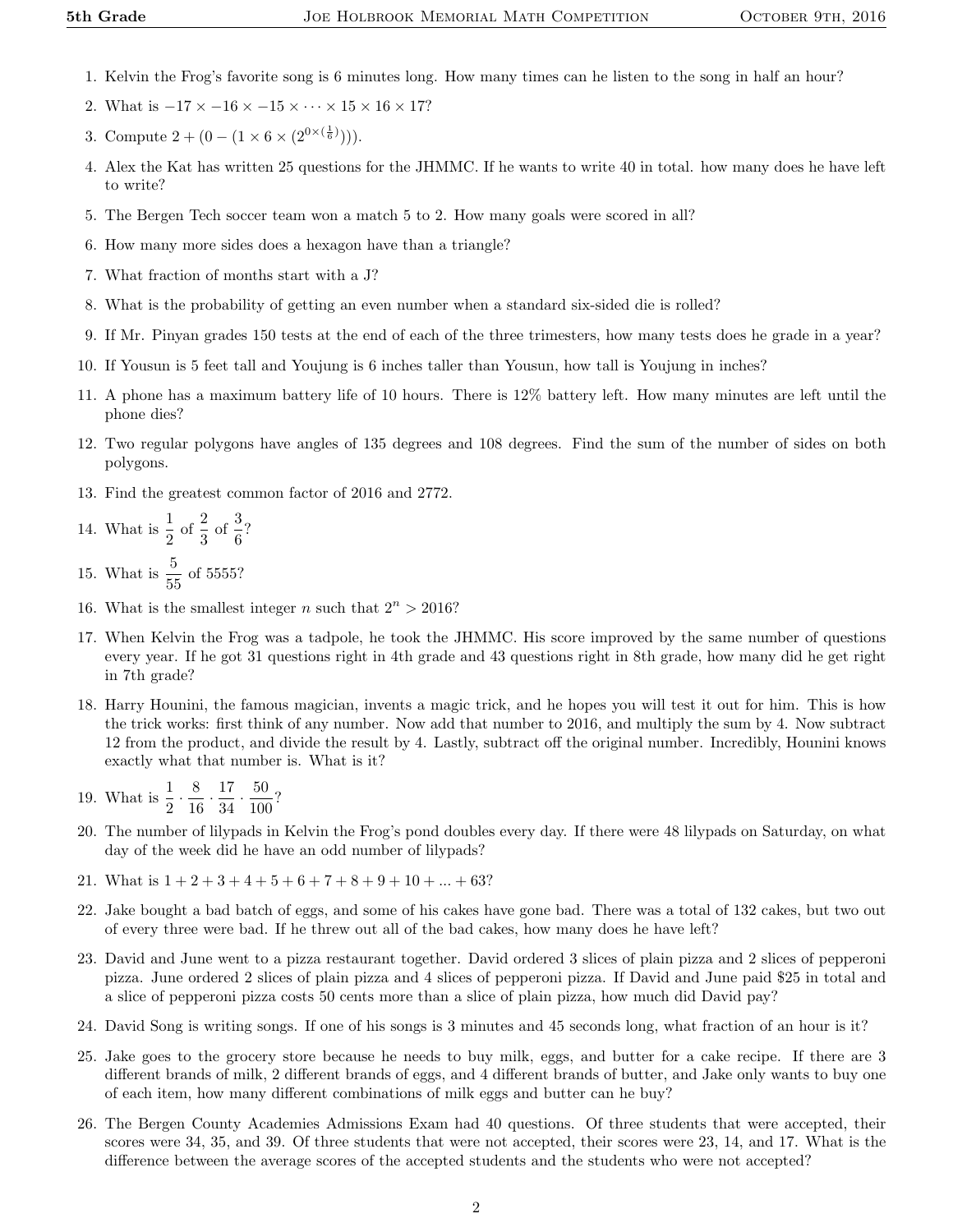1. Kelvin the Frog's favorite song is 6 minutes long. How many times can he listen to the song in half an hour?

2. What is $-17 \times -16 \times -15 \times \cdots \times 15 \times 16 \times 17$?

3. Compute $2 + (0 - (1 \times 6 \times (2^{0 \times (\frac{1}{6})})))$.

4. Alex the Kat has written 25 questions for the JHMMC. If he wants to write 40 in total. how many does he have left to write?

5. The Bergen Tech soccer team won a match 5 to 2. How many goals were scored in all?

6. How many more sides does a hexagon have than a triangle?

7. What fraction of months start with a J?

8. What is the probability of getting an even number when a standard six-sided die is rolled?

9. If Mr. Pinyan grades 150 tests at the end of each of the three trimesters, how many tests does he grade in a year?

10. If Yousun is 5 feet tall and Youjung is 6 inches taller than Yousun, how tall is Youjung in inches?

11. A phone has a maximum battery life of 10 hours. There is 12% battery left. How many minutes are left until the phone dies?

12. Two regular polygons have angles of 135 degrees and 108 degrees. Find the sum of the number of sides on both polygons.

13. Find the greatest common factor of 2016 and 2772.

14. What is $\frac{1}{2}$ of $\frac{2}{3}$ of $\frac{3}{6}$?

15. What is $\frac{5}{55}$ of 5555?

16. What is the smallest integer $n$ such that $2^n > 2016$?

17. When Kelvin the Frog was a tadpole, he took the JHMMC. His score improved by the same number of questions every year. If he got 31 questions right in 4th grade and 43 questions right in 8th grade, how many did he get right in 7th grade?

18. Harry Hounini, the famous magician, invents a magic trick, and he hopes you will test it out for him. This is how the trick works: first think of any number. Now add that number to 2016, and multiply the sum by 4. Now subtract 12 from the product, and divide the result by 4. Lastly, subtract off the original number. Incredibly, Hounini knows exactly what that number is. What is it?

19. What is $\frac{1}{2} \cdot \frac{8}{16} \cdot \frac{17}{34} \cdot \frac{50}{100}$?

20. The number of lilypads in Kelvin the Frog's pond doubles every day. If there were 48 lilypads on Saturday, on what day of the week did he have an odd number of lilypads?

21. What is $1 + 2 + 3 + 4 + 5 + 6 + 7 + 8 + 9 + 10 + ... + 63$?

22. Jake bought a bad batch of eggs, and some of his cakes have gone bad. There was a total of 132 cakes, but two out of every three were bad. If he threw out all of the bad cakes, how many does he have left?

23. David and June went to a pizza restaurant together. David ordered 3 slices of plain pizza and 2 slices of pepperoni pizza. June ordered 2 slices of plain pizza and 4 slices of pepperoni pizza. If David and June paid \$25 in total and a slice of pepperoni pizza costs 50 cents more than a slice of plain pizza, how much did David pay?

24. David Song is writing songs. If one of his songs is 3 minutes and 45 seconds long, what fraction of an hour is it?

25. Jake goes to the grocery store because he needs to buy milk, eggs, and butter for a cake recipe. If there are 3 different brands of milk, 2 different brands of eggs, and 4 different brands of butter, and Jake only wants to buy one of each item, how many different combinations of milk eggs and butter can he buy?

26. The Bergen County Academies Admissions Exam had 40 questions. Of three students that were accepted, their scores were 34, 35, and 39. Of three students that were not accepted, their scores were 23, 14, and 17. What is the difference between the average scores of the accepted students and the students who were not accepted?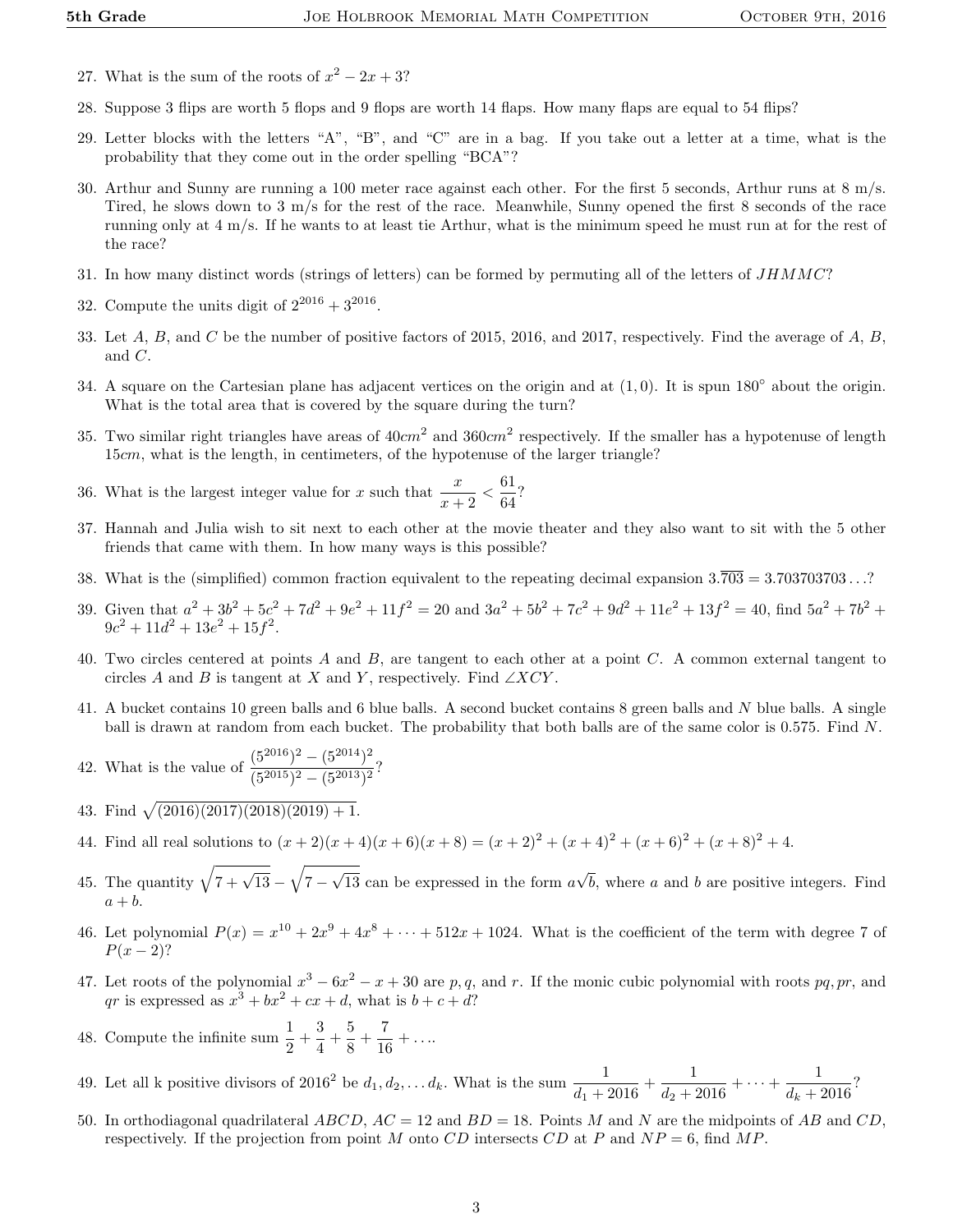27. What is the sum of the roots of $x^2 - 2x + 3$?

28. Suppose 3 flips are worth 5 flops and 9 flops are worth 14 flaps. How many flaps are equal to 54 flips?

29. Letter blocks with the letters "A", "B", and "C" are in a bag. If you take out a letter at a time, what is the probability that they come out in the order spelling "BCA"?

30. Arthur and Sunny are running a 100 meter race against each other. For the first 5 seconds, Arthur runs at 8 m/s. Tired, he slows down to 3 m/s for the rest of the race. Meanwhile, Sunny opened the first 8 seconds of the race running only at 4 m/s. If he wants to at least tie Arthur, what is the minimum speed he must run at for the rest of the race?

31. In how many distinct words (strings of letters) can be formed by permuting all of the letters of $JHMMC$?

32. Compute the units digit of $2^{2016} + 3^{2016}$.

33. Let $A$, $B$, and $C$ be the number of positive factors of 2015, 2016, and 2017, respectively. Find the average of $A$, $B$, and $C$.

34. A square on the Cartesian plane has adjacent vertices on the origin and at $(1, 0)$. It is spun $180^\circ$ about the origin. What is the total area that is covered by the square during the turn?

35. Two similar right triangles have areas of $40cm^2$ and $360cm^2$ respectively. If the smaller has a hypotenuse of length $15cm$, what is the length, in centimeters, of the hypotenuse of the larger triangle?

36. What is the largest integer value for $x$ such that $\dfrac{x}{x+2} < \dfrac{61}{64}$?

37. Hannah and Julia wish to sit next to each other at the movie theater and they also want to sit with the 5 other friends that came with them. In how many ways is this possible?

38. What is the (simplified) common fraction equivalent to the repeating decimal expansion $3.\overline{703} = 3.703703703\ldots$?

39. Given that $a^2 + 3b^2 + 5c^2 + 7d^2 + 9e^2 + 11f^2 = 20$ and $3a^2 + 5b^2 + 7c^2 + 9d^2 + 11e^2 + 13f^2 = 40$, find $5a^2 + 7b^2 + 9c^2 + 11d^2 + 13e^2 + 15f^2$.

40. Two circles centered at points $A$ and $B$, are tangent to each other at a point $C$. A common external tangent to circles $A$ and $B$ is tangent at $X$ and $Y$, respectively. Find $\angle XCY$.

41. A bucket contains 10 green balls and 6 blue balls. A second bucket contains 8 green balls and $N$ blue balls. A single ball is drawn at random from each bucket. The probability that both balls are of the same color is 0.575. Find $N$.

42. What is the value of $\dfrac{(5^{2016})^2 - (5^{2014})^2}{(5^{2015})^2 - (5^{2013})^2}$?

43. Find $\sqrt{(2016)(2017)(2018)(2019) + 1}$.

44. Find all real solutions to $(x+2)(x+4)(x+6)(x+8) = (x+2)^2 + (x+4)^2 + (x+6)^2 + (x+8)^2 + 4$.

45. The quantity $\sqrt{7 + \sqrt{13}} - \sqrt{7 - \sqrt{13}}$ can be expressed in the form $a\sqrt{b}$, where $a$ and $b$ are positive integers. Find $a + b$.

46. Let polynomial $P(x) = x^{10} + 2x^9 + 4x^8 + \cdots + 512x + 1024$. What is the coefficient of the term with degree 7 of $P(x-2)$?

47. Let roots of the polynomial $x^3 - 6x^2 - x + 30$ are $p, q$, and $r$. If the monic cubic polynomial with roots $pq, pr$, and $qr$ is expressed as $x^3 + bx^2 + cx + d$, what is $b + c + d$?

48. Compute the infinite sum $\dfrac{1}{2} + \dfrac{3}{4} + \dfrac{5}{8} + \dfrac{7}{16} + \ldots$.

49. Let all k positive divisors of $2016^2$ be $d_1, d_2, \ldots d_k$. What is the sum $\dfrac{1}{d_1 + 2016} + \dfrac{1}{d_2 + 2016} + \cdots + \dfrac{1}{d_k + 2016}$?

50. In orthodiagonal quadrilateral $ABCD$, $AC = 12$ and $BD = 18$. Points $M$ and $N$ are the midpoints of $AB$ and $CD$, respectively. If the projection from point $M$ onto $CD$ intersects $CD$ at $P$ and $NP = 6$, find $MP$.